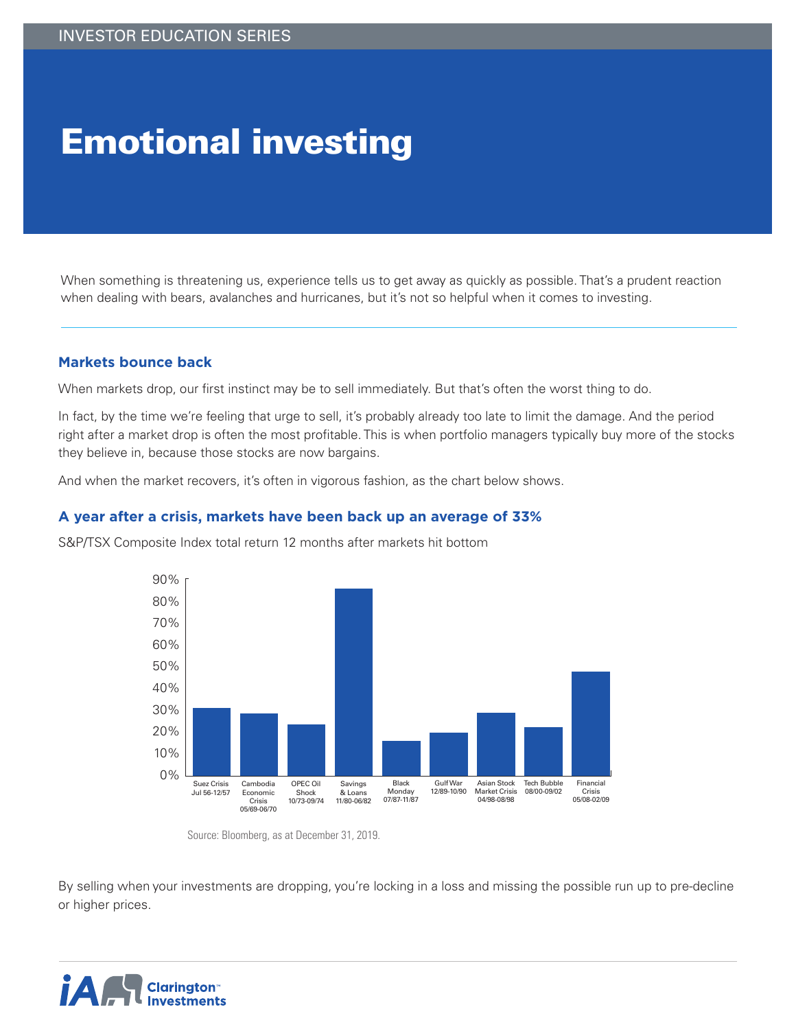INVESTOR EDUCATION SERIES

# Emotional investing

When something is threatening us, experience tells us to get away as quickly as possible. That's a prudent reaction when dealing with bears, avalanches and hurricanes, but it's not so helpful when it comes to investing.

## Markets bounce back

When markets drop, our first instinct may be to sell immediately. But that's often the worst thing to do.

In fact, by the time we're feeling that urge to sell, it's probably already too late to limit the damage. And the period right after a market drop is often the most profitable. This is when portfolio managers typically buy more of the stocks they believe in, because those stocks are now bargains.

And when the market recovers, it's often in vigorous fashion, as the chart below shows.

## A year after a crisis, markets have been back up an average of 33%

S&P/TSX Composite Index total return 12 months after markets hit bottom

Suez Crisis Jul 56-12/57; Cambodia Economic Crisis 05/69-06/70; OPEC Oil Shock 10/73-09/74; Savings & Loans 11/80-06/82; Black Monday 07/87-11/87; Gulf War 12/89-10/90; Asian Stock Market Crisis 04/98-08/98; Tech Bubble 08/00-09/02; Financial Crisis 05/08-02/09

Source: Bloomberg, as at December 31, 2019.

By selling when your investments are dropping, you're locking in a loss and missing the possible run up to pre-decline or higher prices.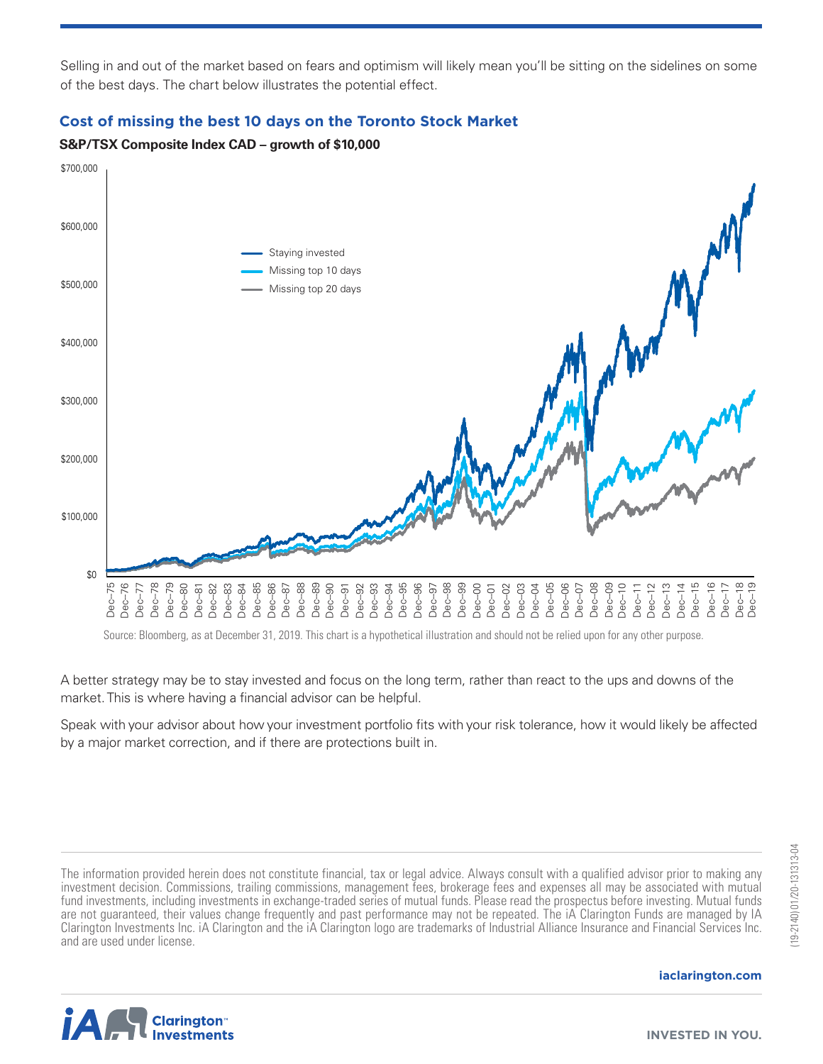Selling in and out of the market based on fears and optimism will likely mean you'll be sitting on the sidelines on some of the best days. The chart below illustrates the potential effect.

### Cost of missing the best 10 days on the Toronto Stock Market

**S&P/TSX Composite Index CAD – growth of $10,000**

$700,000
$600,000
$500,000
$400,000
$300,000
$200,000
$100,000
$0

Staying invested
Missing top 10 days
Missing top 20 days

Dec–75 Dec–76 Dec–77 Dec–78 Dec–79 Dec–80 Dec–81 Dec–82 Dec–83 Dec–84 Dec–85 Dec–86 Dec–87 Dec–88 Dec–89 Dec–90 Dec–91 Dec–92 Dec–93 Dec–94 Dec–95 Dec–96 Dec–97 Dec–98 Dec–99 Dec–00 Dec–01 Dec–02 Dec–03 Dec–04 Dec–05 Dec–06 Dec–07 Dec–08 Dec–09 Dec–10 Dec–11 Dec–12 Dec–13 Dec–14 Dec–15 Dec–16 Dec–17 Dec–18 Dec–19

Source: Bloomberg, as at December 31, 2019. This chart is a hypothetical illustration and should not be relied upon for any other purpose.

A better strategy may be to stay invested and focus on the long term, rather than react to the ups and downs of the market. This is where having a financial advisor can be helpful.

Speak with your advisor about how your investment portfolio fits with your risk tolerance, how it would likely be affected by a major market correction, and if there are protections built in.

The information provided herein does not constitute financial, tax or legal advice. Always consult with a qualified advisor prior to making any investment decision. Commissions, trailing commissions, management fees, brokerage fees and expenses all may be associated with mutual fund investments, including investments in exchange-traded series of mutual funds. Please read the prospectus before investing. Mutual funds are not guaranteed, their values change frequently and past performance may not be repeated. The iA Clarington Funds are managed by IA Clarington Investments Inc. iA Clarington and the iA Clarington logo are trademarks of Industrial Alliance Insurance and Financial Services Inc. and are used under license.

(19-2140) 01/20-131313-04

**iaclarington.com**

iA Clarington™ Investments

**INVESTED IN YOU.**